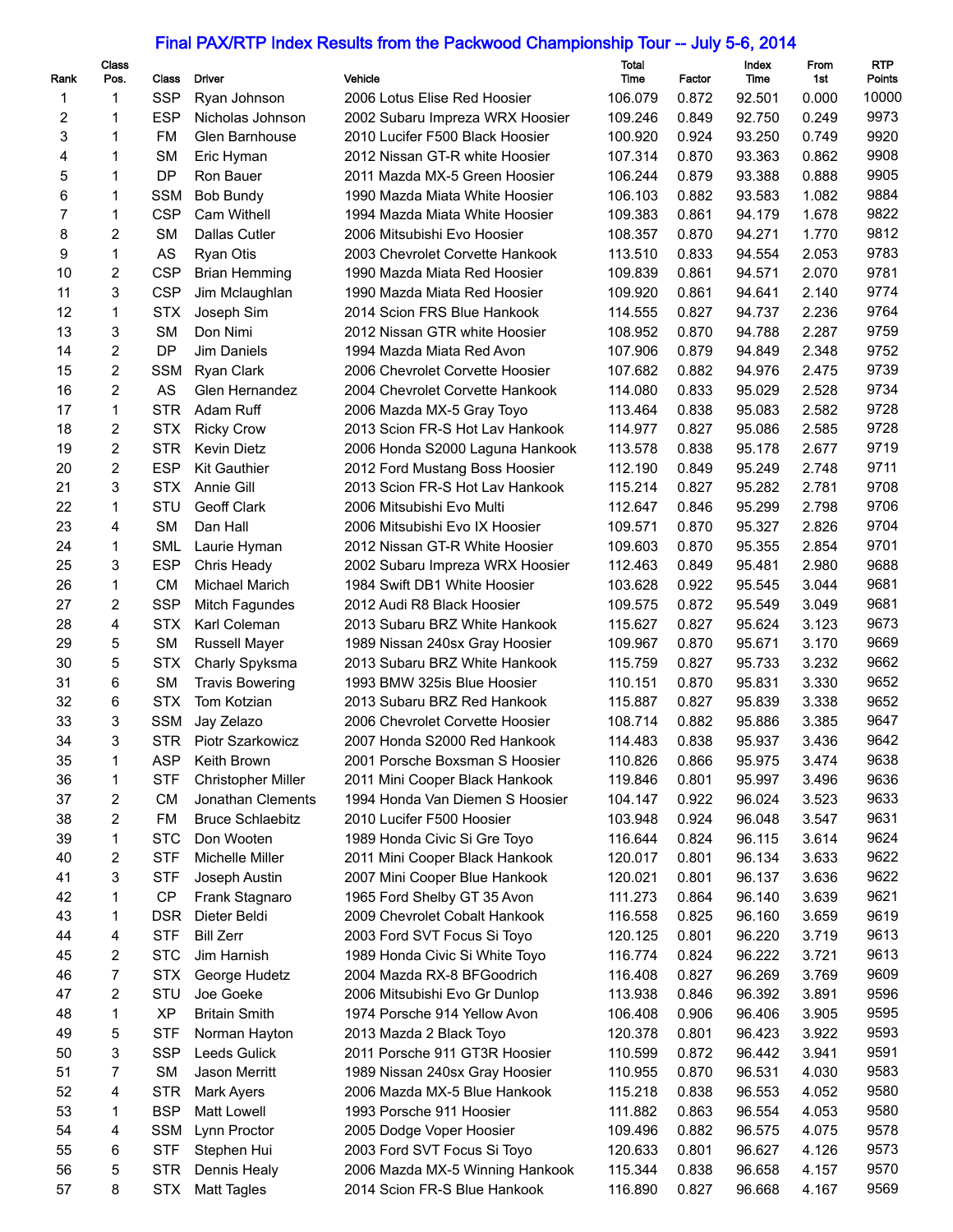# Final PAX/RTP Index Results from the Packwood Championship Tour -- July 5-6, 2014

| Rank | Class Pos. | Class | Driver | Vehicle | Total Time | Factor | Index Time | From 1st | RTP Points |
|---|---|---|---|---|---|---|---|---|---|
| 1 | 1 | SSP | Ryan Johnson | 2006 Lotus Elise Red Hoosier | 106.079 | 0.872 | 92.501 | 0.000 | 10000 |
| 2 | 1 | ESP | Nicholas Johnson | 2002 Subaru Impreza WRX Hoosier | 109.246 | 0.849 | 92.750 | 0.249 | 9973 |
| 3 | 1 | FM | Glen Barnhouse | 2010 Lucifer F500 Black Hoosier | 100.920 | 0.924 | 93.250 | 0.749 | 9920 |
| 4 | 1 | SM | Eric Hyman | 2012 Nissan GT-R white Hoosier | 107.314 | 0.870 | 93.363 | 0.862 | 9908 |
| 5 | 1 | DP | Ron Bauer | 2011 Mazda MX-5 Green Hoosier | 106.244 | 0.879 | 93.388 | 0.888 | 9905 |
| 6 | 1 | SSM | Bob Bundy | 1990 Mazda Miata White Hoosier | 106.103 | 0.882 | 93.583 | 1.082 | 9884 |
| 7 | 1 | CSP | Cam Withell | 1994 Mazda Miata White Hoosier | 109.383 | 0.861 | 94.179 | 1.678 | 9822 |
| 8 | 2 | SM | Dallas Cutler | 2006 Mitsubishi Evo Hoosier | 108.357 | 0.870 | 94.271 | 1.770 | 9812 |
| 9 | 1 | AS | Ryan Otis | 2003 Chevrolet Corvette Hankook | 113.510 | 0.833 | 94.554 | 2.053 | 9783 |
| 10 | 2 | CSP | Brian Hemming | 1990 Mazda Miata Red Hoosier | 109.839 | 0.861 | 94.571 | 2.070 | 9781 |
| 11 | 3 | CSP | Jim Mclaughlan | 1990 Mazda Miata Red Hoosier | 109.920 | 0.861 | 94.641 | 2.140 | 9774 |
| 12 | 1 | STX | Joseph Sim | 2014 Scion FRS Blue Hankook | 114.555 | 0.827 | 94.737 | 2.236 | 9764 |
| 13 | 3 | SM | Don Nimi | 2012 Nissan GTR white Hoosier | 108.952 | 0.870 | 94.788 | 2.287 | 9759 |
| 14 | 2 | DP | Jim Daniels | 1994 Mazda Miata Red Avon | 107.906 | 0.879 | 94.849 | 2.348 | 9752 |
| 15 | 2 | SSM | Ryan Clark | 2006 Chevrolet Corvette Hoosier | 107.682 | 0.882 | 94.976 | 2.475 | 9739 |
| 16 | 2 | AS | Glen Hernandez | 2004 Chevrolet Corvette Hankook | 114.080 | 0.833 | 95.029 | 2.528 | 9734 |
| 17 | 1 | STR | Adam Ruff | 2006 Mazda MX-5 Gray Toyo | 113.464 | 0.838 | 95.083 | 2.582 | 9728 |
| 18 | 2 | STX | Ricky Crow | 2013 Scion FR-S Hot Lav Hankook | 114.977 | 0.827 | 95.086 | 2.585 | 9728 |
| 19 | 2 | STR | Kevin Dietz | 2006 Honda S2000 Laguna Hankook | 113.578 | 0.838 | 95.178 | 2.677 | 9719 |
| 20 | 2 | ESP | Kit Gauthier | 2012 Ford Mustang Boss Hoosier | 112.190 | 0.849 | 95.249 | 2.748 | 9711 |
| 21 | 3 | STX | Annie Gill | 2013 Scion FR-S Hot Lav Hankook | 115.214 | 0.827 | 95.282 | 2.781 | 9708 |
| 22 | 1 | STU | Geoff Clark | 2006 Mitsubishi Evo Multi | 112.647 | 0.846 | 95.299 | 2.798 | 9706 |
| 23 | 4 | SM | Dan Hall | 2006 Mitsubishi Evo IX Hoosier | 109.571 | 0.870 | 95.327 | 2.826 | 9704 |
| 24 | 1 | SML | Laurie Hyman | 2012 Nissan GT-R White Hoosier | 109.603 | 0.870 | 95.355 | 2.854 | 9701 |
| 25 | 3 | ESP | Chris Heady | 2002 Subaru Impreza WRX Hoosier | 112.463 | 0.849 | 95.481 | 2.980 | 9688 |
| 26 | 1 | CM | Michael Marich | 1984 Swift DB1 White Hoosier | 103.628 | 0.922 | 95.545 | 3.044 | 9681 |
| 27 | 2 | SSP | Mitch Fagundes | 2012 Audi R8 Black Hoosier | 109.575 | 0.872 | 95.549 | 3.049 | 9681 |
| 28 | 4 | STX | Karl Coleman | 2013 Subaru BRZ White Hankook | 115.627 | 0.827 | 95.624 | 3.123 | 9673 |
| 29 | 5 | SM | Russell Mayer | 1989 Nissan 240sx Gray Hoosier | 109.967 | 0.870 | 95.671 | 3.170 | 9669 |
| 30 | 5 | STX | Charly Spyksma | 2013 Subaru BRZ White Hankook | 115.759 | 0.827 | 95.733 | 3.232 | 9662 |
| 31 | 6 | SM | Travis Bowering | 1993 BMW 325is Blue Hoosier | 110.151 | 0.870 | 95.831 | 3.330 | 9652 |
| 32 | 6 | STX | Tom Kotzian | 2013 Subaru BRZ Red Hankook | 115.887 | 0.827 | 95.839 | 3.338 | 9652 |
| 33 | 3 | SSM | Jay Zelazo | 2006 Chevrolet Corvette Hoosier | 108.714 | 0.882 | 95.886 | 3.385 | 9647 |
| 34 | 3 | STR | Piotr Szarkowicz | 2007 Honda S2000 Red Hankook | 114.483 | 0.838 | 95.937 | 3.436 | 9642 |
| 35 | 1 | ASP | Keith Brown | 2001 Porsche Boxsman S Hoosier | 110.826 | 0.866 | 95.975 | 3.474 | 9638 |
| 36 | 1 | STF | Christopher Miller | 2011 Mini Cooper Black Hankook | 119.846 | 0.801 | 95.997 | 3.496 | 9636 |
| 37 | 2 | CM | Jonathan Clements | 1994 Honda Van Diemen S Hoosier | 104.147 | 0.922 | 96.024 | 3.523 | 9633 |
| 38 | 2 | FM | Bruce Schlaebitz | 2010 Lucifer F500 Hoosier | 103.948 | 0.924 | 96.048 | 3.547 | 9631 |
| 39 | 1 | STC | Don Wooten | 1989 Honda Civic Si Gre Toyo | 116.644 | 0.824 | 96.115 | 3.614 | 9624 |
| 40 | 2 | STF | Michelle Miller | 2011 Mini Cooper Black Hankook | 120.017 | 0.801 | 96.134 | 3.633 | 9622 |
| 41 | 3 | STF | Joseph Austin | 2007 Mini Cooper Blue Hankook | 120.021 | 0.801 | 96.137 | 3.636 | 9622 |
| 42 | 1 | CP | Frank Stagnaro | 1965 Ford Shelby GT 35 Avon | 111.273 | 0.864 | 96.140 | 3.639 | 9621 |
| 43 | 1 | DSR | Dieter Beldi | 2009 Chevrolet Cobalt Hankook | 116.558 | 0.825 | 96.160 | 3.659 | 9619 |
| 44 | 4 | STF | Bill Zerr | 2003 Ford SVT Focus Si Toyo | 120.125 | 0.801 | 96.220 | 3.719 | 9613 |
| 45 | 2 | STC | Jim Harnish | 1989 Honda Civic Si White Toyo | 116.774 | 0.824 | 96.222 | 3.721 | 9613 |
| 46 | 7 | STX | George Hudetz | 2004 Mazda RX-8 BFGoodrich | 116.408 | 0.827 | 96.269 | 3.769 | 9609 |
| 47 | 2 | STU | Joe Goeke | 2006 Mitsubishi Evo Gr Dunlop | 113.938 | 0.846 | 96.392 | 3.891 | 9596 |
| 48 | 1 | XP | Britain Smith | 1974 Porsche 914 Yellow Avon | 106.408 | 0.906 | 96.406 | 3.905 | 9595 |
| 49 | 5 | STF | Norman Hayton | 2013 Mazda 2 Black Toyo | 120.378 | 0.801 | 96.423 | 3.922 | 9593 |
| 50 | 3 | SSP | Leeds Gulick | 2011 Porsche 911 GT3R Hoosier | 110.599 | 0.872 | 96.442 | 3.941 | 9591 |
| 51 | 7 | SM | Jason Merritt | 1989 Nissan 240sx Gray Hoosier | 110.955 | 0.870 | 96.531 | 4.030 | 9583 |
| 52 | 4 | STR | Mark Ayers | 2006 Mazda MX-5 Blue Hankook | 115.218 | 0.838 | 96.553 | 4.052 | 9580 |
| 53 | 1 | BSP | Matt Lowell | 1993 Porsche 911 Hoosier | 111.882 | 0.863 | 96.554 | 4.053 | 9580 |
| 54 | 4 | SSM | Lynn Proctor | 2005 Dodge Voper Hoosier | 109.496 | 0.882 | 96.575 | 4.075 | 9578 |
| 55 | 6 | STF | Stephen Hui | 2003 Ford SVT Focus Si Toyo | 120.633 | 0.801 | 96.627 | 4.126 | 9573 |
| 56 | 5 | STR | Dennis Healy | 2006 Mazda MX-5 Winning Hankook | 115.344 | 0.838 | 96.658 | 4.157 | 9570 |
| 57 | 8 | STX | Matt Tagles | 2014 Scion FR-S Blue Hankook | 116.890 | 0.827 | 96.668 | 4.167 | 9569 |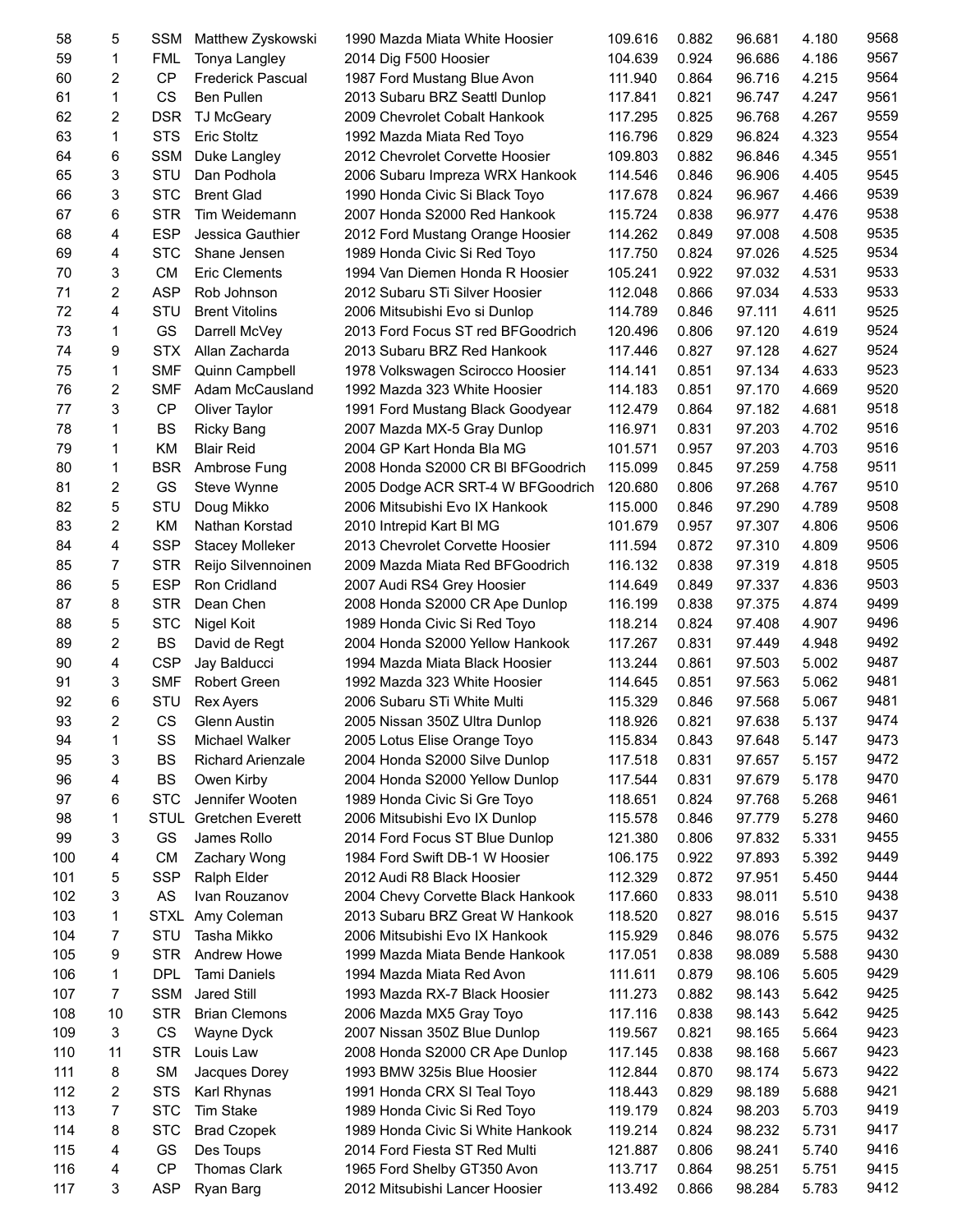| | | | | | | | | | |
|---|---|---|---|---|---|---|---|---|---|
| 58 | 5 | SSM | Matthew Zyskowski | 1990 Mazda Miata White Hoosier | 109.616 | 0.882 | 96.681 | 4.180 | 9568 |
| 59 | 1 | FML | Tonya Langley | 2014 Dig F500 Hoosier | 104.639 | 0.924 | 96.686 | 4.186 | 9567 |
| 60 | 2 | CP | Frederick Pascual | 1987 Ford Mustang Blue Avon | 111.940 | 0.864 | 96.716 | 4.215 | 9564 |
| 61 | 1 | CS | Ben Pullen | 2013 Subaru BRZ Seattl Dunlop | 117.841 | 0.821 | 96.747 | 4.247 | 9561 |
| 62 | 2 | DSR | TJ McGeary | 2009 Chevrolet Cobalt Hankook | 117.295 | 0.825 | 96.768 | 4.267 | 9559 |
| 63 | 1 | STS | Eric Stoltz | 1992 Mazda Miata Red Toyo | 116.796 | 0.829 | 96.824 | 4.323 | 9554 |
| 64 | 6 | SSM | Duke Langley | 2012 Chevrolet Corvette Hoosier | 109.803 | 0.882 | 96.846 | 4.345 | 9551 |
| 65 | 3 | STU | Dan Podhola | 2006 Subaru Impreza WRX Hankook | 114.546 | 0.846 | 96.906 | 4.405 | 9545 |
| 66 | 3 | STC | Brent Glad | 1990 Honda Civic Si Black Toyo | 117.678 | 0.824 | 96.967 | 4.466 | 9539 |
| 67 | 6 | STR | Tim Weidemann | 2007 Honda S2000 Red Hankook | 115.724 | 0.838 | 96.977 | 4.476 | 9538 |
| 68 | 4 | ESP | Jessica Gauthier | 2012 Ford Mustang Orange Hoosier | 114.262 | 0.849 | 97.008 | 4.508 | 9535 |
| 69 | 4 | STC | Shane Jensen | 1989 Honda Civic Si Red Toyo | 117.750 | 0.824 | 97.026 | 4.525 | 9534 |
| 70 | 3 | CM | Eric Clements | 1994 Van Diemen Honda R Hoosier | 105.241 | 0.922 | 97.032 | 4.531 | 9533 |
| 71 | 2 | ASP | Rob Johnson | 2012 Subaru STi Silver Hoosier | 112.048 | 0.866 | 97.034 | 4.533 | 9533 |
| 72 | 4 | STU | Brent Vitolins | 2006 Mitsubishi Evo si Dunlop | 114.789 | 0.846 | 97.111 | 4.611 | 9525 |
| 73 | 1 | GS | Darrell McVey | 2013 Ford Focus ST red BFGoodrich | 120.496 | 0.806 | 97.120 | 4.619 | 9524 |
| 74 | 9 | STX | Allan Zacharda | 2013 Subaru BRZ Red Hankook | 117.446 | 0.827 | 97.128 | 4.627 | 9524 |
| 75 | 1 | SMF | Quinn Campbell | 1978 Volkswagen Scirocco Hoosier | 114.141 | 0.851 | 97.134 | 4.633 | 9523 |
| 76 | 2 | SMF | Adam McCausland | 1992 Mazda 323 White Hoosier | 114.183 | 0.851 | 97.170 | 4.669 | 9520 |
| 77 | 3 | CP | Oliver Taylor | 1991 Ford Mustang Black Goodyear | 112.479 | 0.864 | 97.182 | 4.681 | 9518 |
| 78 | 1 | BS | Ricky Bang | 2007 Mazda MX-5 Gray Dunlop | 116.971 | 0.831 | 97.203 | 4.702 | 9516 |
| 79 | 1 | KM | Blair Reid | 2004 GP Kart Honda Bla MG | 101.571 | 0.957 | 97.203 | 4.703 | 9516 |
| 80 | 1 | BSR | Ambrose Fung | 2008 Honda S2000 CR Bl BFGoodrich | 115.099 | 0.845 | 97.259 | 4.758 | 9511 |
| 81 | 2 | GS | Steve Wynne | 2005 Dodge ACR SRT-4 W BFGoodrich | 120.680 | 0.806 | 97.268 | 4.767 | 9510 |
| 82 | 5 | STU | Doug Mikko | 2006 Mitsubishi Evo IX Hankook | 115.000 | 0.846 | 97.290 | 4.789 | 9508 |
| 83 | 2 | KM | Nathan Korstad | 2010 Intrepid Kart Bl MG | 101.679 | 0.957 | 97.307 | 4.806 | 9506 |
| 84 | 4 | SSP | Stacey Molleker | 2013 Chevrolet Corvette Hoosier | 111.594 | 0.872 | 97.310 | 4.809 | 9506 |
| 85 | 7 | STR | Reijo Silvennoinen | 2009 Mazda Miata Red BFGoodrich | 116.132 | 0.838 | 97.319 | 4.818 | 9505 |
| 86 | 5 | ESP | Ron Cridland | 2007 Audi RS4 Grey Hoosier | 114.649 | 0.849 | 97.337 | 4.836 | 9503 |
| 87 | 8 | STR | Dean Chen | 2008 Honda S2000 CR Ape Dunlop | 116.199 | 0.838 | 97.375 | 4.874 | 9499 |
| 88 | 5 | STC | Nigel Koit | 1989 Honda Civic Si Red Toyo | 118.214 | 0.824 | 97.408 | 4.907 | 9496 |
| 89 | 2 | BS | David de Regt | 2004 Honda S2000 Yellow Hankook | 117.267 | 0.831 | 97.449 | 4.948 | 9492 |
| 90 | 4 | CSP | Jay Balducci | 1994 Mazda Miata Black Hoosier | 113.244 | 0.861 | 97.503 | 5.002 | 9487 |
| 91 | 3 | SMF | Robert Green | 1992 Mazda 323 White Hoosier | 114.645 | 0.851 | 97.563 | 5.062 | 9481 |
| 92 | 6 | STU | Rex Ayers | 2006 Subaru STi White Multi | 115.329 | 0.846 | 97.568 | 5.067 | 9481 |
| 93 | 2 | CS | Glenn Austin | 2005 Nissan 350Z Ultra Dunlop | 118.926 | 0.821 | 97.638 | 5.137 | 9474 |
| 94 | 1 | SS | Michael Walker | 2005 Lotus Elise Orange Toyo | 115.834 | 0.843 | 97.648 | 5.147 | 9473 |
| 95 | 3 | BS | Richard Arienzale | 2004 Honda S2000 Silve Dunlop | 117.518 | 0.831 | 97.657 | 5.157 | 9472 |
| 96 | 4 | BS | Owen Kirby | 2004 Honda S2000 Yellow Dunlop | 117.544 | 0.831 | 97.679 | 5.178 | 9470 |
| 97 | 6 | STC | Jennifer Wooten | 1989 Honda Civic Si Gre Toyo | 118.651 | 0.824 | 97.768 | 5.268 | 9461 |
| 98 | 1 | STUL | Gretchen Everett | 2006 Mitsubishi Evo IX Dunlop | 115.578 | 0.846 | 97.779 | 5.278 | 9460 |
| 99 | 3 | GS | James Rollo | 2014 Ford Focus ST Blue Dunlop | 121.380 | 0.806 | 97.832 | 5.331 | 9455 |
| 100 | 4 | CM | Zachary Wong | 1984 Ford Swift DB-1 W Hoosier | 106.175 | 0.922 | 97.893 | 5.392 | 9449 |
| 101 | 5 | SSP | Ralph Elder | 2012 Audi R8 Black Hoosier | 112.329 | 0.872 | 97.951 | 5.450 | 9444 |
| 102 | 3 | AS | Ivan Rouzanov | 2004 Chevy Corvette Black Hankook | 117.660 | 0.833 | 98.011 | 5.510 | 9438 |
| 103 | 1 | STXL | Amy Coleman | 2013 Subaru BRZ Great W Hankook | 118.520 | 0.827 | 98.016 | 5.515 | 9437 |
| 104 | 7 | STU | Tasha Mikko | 2006 Mitsubishi Evo IX Hankook | 115.929 | 0.846 | 98.076 | 5.575 | 9432 |
| 105 | 9 | STR | Andrew Howe | 1999 Mazda Miata Bende Hankook | 117.051 | 0.838 | 98.089 | 5.588 | 9430 |
| 106 | 1 | DPL | Tami Daniels | 1994 Mazda Miata Red Avon | 111.611 | 0.879 | 98.106 | 5.605 | 9429 |
| 107 | 7 | SSM | Jared Still | 1993 Mazda RX-7 Black Hoosier | 111.273 | 0.882 | 98.143 | 5.642 | 9425 |
| 108 | 10 | STR | Brian Clemons | 2006 Mazda MX5 Gray Toyo | 117.116 | 0.838 | 98.143 | 5.642 | 9425 |
| 109 | 3 | CS | Wayne Dyck | 2007 Nissan 350Z Blue Dunlop | 119.567 | 0.821 | 98.165 | 5.664 | 9423 |
| 110 | 11 | STR | Louis Law | 2008 Honda S2000 CR Ape Dunlop | 117.145 | 0.838 | 98.168 | 5.667 | 9423 |
| 111 | 8 | SM | Jacques Dorey | 1993 BMW 325is Blue Hoosier | 112.844 | 0.870 | 98.174 | 5.673 | 9422 |
| 112 | 2 | STS | Karl Rhynas | 1991 Honda CRX SI Teal Toyo | 118.443 | 0.829 | 98.189 | 5.688 | 9421 |
| 113 | 7 | STC | Tim Stake | 1989 Honda Civic Si Red Toyo | 119.179 | 0.824 | 98.203 | 5.703 | 9419 |
| 114 | 8 | STC | Brad Czopek | 1989 Honda Civic Si White Hankook | 119.214 | 0.824 | 98.232 | 5.731 | 9417 |
| 115 | 4 | GS | Des Toups | 2014 Ford Fiesta ST Red Multi | 121.887 | 0.806 | 98.241 | 5.740 | 9416 |
| 116 | 4 | CP | Thomas Clark | 1965 Ford Shelby GT350 Avon | 113.717 | 0.864 | 98.251 | 5.751 | 9415 |
| 117 | 3 | ASP | Ryan Barg | 2012 Mitsubishi Lancer Hoosier | 113.492 | 0.866 | 98.284 | 5.783 | 9412 |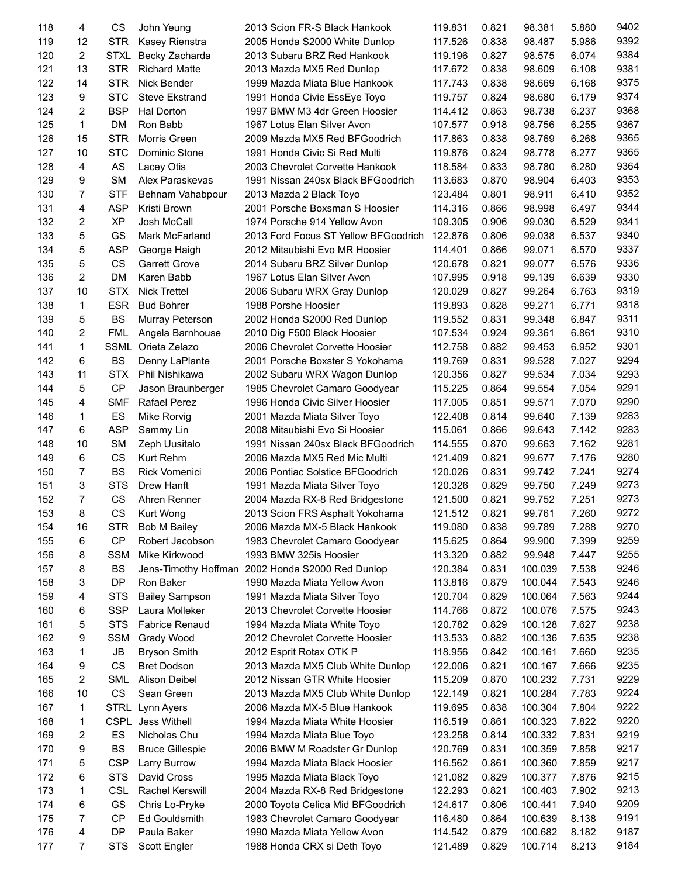| | | | | | | | | | |
|---|---|---|---|---|---|---|---|---|---|
| 118 | 4 | CS | John Yeung | 2013 Scion FR-S Black Hankook | 119.831 | 0.821 | 98.381 | 5.880 | 9402 |
| 119 | 12 | STR | Kasey Rienstra | 2005 Honda S2000 White Dunlop | 117.526 | 0.838 | 98.487 | 5.986 | 9392 |
| 120 | 2 | STXL | Becky Zacharda | 2013 Subaru BRZ Red Hankook | 119.196 | 0.827 | 98.575 | 6.074 | 9384 |
| 121 | 13 | STR | Richard Matte | 2013 Mazda MX5 Red Dunlop | 117.672 | 0.838 | 98.609 | 6.108 | 9381 |
| 122 | 14 | STR | Nick Bender | 1999 Mazda Miata Blue Hankook | 117.743 | 0.838 | 98.669 | 6.168 | 9375 |
| 123 | 9 | STC | Steve Ekstrand | 1991 Honda Civie EssEye Toyo | 119.757 | 0.824 | 98.680 | 6.179 | 9374 |
| 124 | 2 | BSP | Hal Dorton | 1997 BMW M3 4dr Green Hoosier | 114.412 | 0.863 | 98.738 | 6.237 | 9368 |
| 125 | 1 | DM | Ron Babb | 1967 Lotus Elan Silver Avon | 107.577 | 0.918 | 98.756 | 6.255 | 9367 |
| 126 | 15 | STR | Morris Green | 2009 Mazda MX5 Red BFGoodrich | 117.863 | 0.838 | 98.769 | 6.268 | 9365 |
| 127 | 10 | STC | Dominic Stone | 1991 Honda Civic Si Red Multi | 119.876 | 0.824 | 98.778 | 6.277 | 9365 |
| 128 | 4 | AS | Lacey Otis | 2003 Chevrolet Corvette Hankook | 118.584 | 0.833 | 98.780 | 6.280 | 9364 |
| 129 | 9 | SM | Alex Paraskevas | 1991 Nissan 240sx Black BFGoodrich | 113.683 | 0.870 | 98.904 | 6.403 | 9353 |
| 130 | 7 | STF | Behnam Vahabpour | 2013 Mazda 2 Black Toyo | 123.484 | 0.801 | 98.911 | 6.410 | 9352 |
| 131 | 4 | ASP | Kristi Brown | 2001 Porsche Boxsman S Hoosier | 114.316 | 0.866 | 98.998 | 6.497 | 9344 |
| 132 | 2 | XP | Josh McCall | 1974 Porsche 914 Yellow Avon | 109.305 | 0.906 | 99.030 | 6.529 | 9341 |
| 133 | 5 | GS | Mark McFarland | 2013 Ford Focus ST Yellow BFGoodrich | 122.876 | 0.806 | 99.038 | 6.537 | 9340 |
| 134 | 5 | ASP | George Haigh | 2012 Mitsubishi Evo MR Hoosier | 114.401 | 0.866 | 99.071 | 6.570 | 9337 |
| 135 | 5 | CS | Garrett Grove | 2014 Subaru BRZ Silver Dunlop | 120.678 | 0.821 | 99.077 | 6.576 | 9336 |
| 136 | 2 | DM | Karen Babb | 1967 Lotus Elan Silver Avon | 107.995 | 0.918 | 99.139 | 6.639 | 9330 |
| 137 | 10 | STX | Nick Trettel | 2006 Subaru WRX Gray Dunlop | 120.029 | 0.827 | 99.264 | 6.763 | 9319 |
| 138 | 1 | ESR | Bud Bohrer | 1988 Porshe Hoosier | 119.893 | 0.828 | 99.271 | 6.771 | 9318 |
| 139 | 5 | BS | Murray Peterson | 2002 Honda S2000 Red Dunlop | 119.552 | 0.831 | 99.348 | 6.847 | 9311 |
| 140 | 2 | FML | Angela Barnhouse | 2010 Dig F500 Black Hoosier | 107.534 | 0.924 | 99.361 | 6.861 | 9310 |
| 141 | 1 | SSML | Orieta Zelazo | 2006 Chevrolet Corvette Hoosier | 112.758 | 0.882 | 99.453 | 6.952 | 9301 |
| 142 | 6 | BS | Denny LaPlante | 2001 Porsche Boxster S Yokohama | 119.769 | 0.831 | 99.528 | 7.027 | 9294 |
| 143 | 11 | STX | Phil Nishikawa | 2002 Subaru WRX Wagon Dunlop | 120.356 | 0.827 | 99.534 | 7.034 | 9293 |
| 144 | 5 | CP | Jason Braunberger | 1985 Chevrolet Camaro Goodyear | 115.225 | 0.864 | 99.554 | 7.054 | 9291 |
| 145 | 4 | SMF | Rafael Perez | 1996 Honda Civic Silver Hoosier | 117.005 | 0.851 | 99.571 | 7.070 | 9290 |
| 146 | 1 | ES | Mike Rorvig | 2001 Mazda Miata Silver Toyo | 122.408 | 0.814 | 99.640 | 7.139 | 9283 |
| 147 | 6 | ASP | Sammy Lin | 2008 Mitsubishi Evo Si Hoosier | 115.061 | 0.866 | 99.643 | 7.142 | 9283 |
| 148 | 10 | SM | Zeph Uusitalo | 1991 Nissan 240sx Black BFGoodrich | 114.555 | 0.870 | 99.663 | 7.162 | 9281 |
| 149 | 6 | CS | Kurt Rehm | 2006 Mazda MX5 Red Mic Multi | 121.409 | 0.821 | 99.677 | 7.176 | 9280 |
| 150 | 7 | BS | Rick Vomenici | 2006 Pontiac Solstice BFGoodrich | 120.026 | 0.831 | 99.742 | 7.241 | 9274 |
| 151 | 3 | STS | Drew Hanft | 1991 Mazda Miata Silver Toyo | 120.326 | 0.829 | 99.750 | 7.249 | 9273 |
| 152 | 7 | CS | Ahren Renner | 2004 Mazda RX-8 Red Bridgestone | 121.500 | 0.821 | 99.752 | 7.251 | 9273 |
| 153 | 8 | CS | Kurt Wong | 2013 Scion FRS Asphalt Yokohama | 121.512 | 0.821 | 99.761 | 7.260 | 9272 |
| 154 | 16 | STR | Bob M Bailey | 2006 Mazda MX-5 Black Hankook | 119.080 | 0.838 | 99.789 | 7.288 | 9270 |
| 155 | 6 | CP | Robert Jacobson | 1983 Chevrolet Camaro Goodyear | 115.625 | 0.864 | 99.900 | 7.399 | 9259 |
| 156 | 8 | SSM | Mike Kirkwood | 1993 BMW 325is Hoosier | 113.320 | 0.882 | 99.948 | 7.447 | 9255 |
| 157 | 8 | BS | Jens-Timothy Hoffman | 2002 Honda S2000 Red Dunlop | 120.384 | 0.831 | 100.039 | 7.538 | 9246 |
| 158 | 3 | DP | Ron Baker | 1990 Mazda Miata Yellow Avon | 113.816 | 0.879 | 100.044 | 7.543 | 9246 |
| 159 | 4 | STS | Bailey Sampson | 1991 Mazda Miata Silver Toyo | 120.704 | 0.829 | 100.064 | 7.563 | 9244 |
| 160 | 6 | SSP | Laura Molleker | 2013 Chevrolet Corvette Hoosier | 114.766 | 0.872 | 100.076 | 7.575 | 9243 |
| 161 | 5 | STS | Fabrice Renaud | 1994 Mazda Miata White Toyo | 120.782 | 0.829 | 100.128 | 7.627 | 9238 |
| 162 | 9 | SSM | Grady Wood | 2012 Chevrolet Corvette Hoosier | 113.533 | 0.882 | 100.136 | 7.635 | 9238 |
| 163 | 1 | JB | Bryson Smith | 2012 Esprit Rotax OTK P | 118.956 | 0.842 | 100.161 | 7.660 | 9235 |
| 164 | 9 | CS | Bret Dodson | 2013 Mazda MX5 Club White Dunlop | 122.006 | 0.821 | 100.167 | 7.666 | 9235 |
| 165 | 2 | SML | Alison Deibel | 2012 Nissan GTR White Hoosier | 115.209 | 0.870 | 100.232 | 7.731 | 9229 |
| 166 | 10 | CS | Sean Green | 2013 Mazda MX5 Club White Dunlop | 122.149 | 0.821 | 100.284 | 7.783 | 9224 |
| 167 | 1 | STRL | Lynn Ayers | 2006 Mazda MX-5 Blue Hankook | 119.695 | 0.838 | 100.304 | 7.804 | 9222 |
| 168 | 1 | CSPL | Jess Withell | 1994 Mazda Miata White Hoosier | 116.519 | 0.861 | 100.323 | 7.822 | 9220 |
| 169 | 2 | ES | Nicholas Chu | 1994 Mazda Miata Blue Toyo | 123.258 | 0.814 | 100.332 | 7.831 | 9219 |
| 170 | 9 | BS | Bruce Gillespie | 2006 BMW M Roadster Gr Dunlop | 120.769 | 0.831 | 100.359 | 7.858 | 9217 |
| 171 | 5 | CSP | Larry Burrow | 1994 Mazda Miata Black Hoosier | 116.562 | 0.861 | 100.360 | 7.859 | 9217 |
| 172 | 6 | STS | David Cross | 1995 Mazda Miata Black Toyo | 121.082 | 0.829 | 100.377 | 7.876 | 9215 |
| 173 | 1 | CSL | Rachel Kerswill | 2004 Mazda RX-8 Red Bridgestone | 122.293 | 0.821 | 100.403 | 7.902 | 9213 |
| 174 | 6 | GS | Chris Lo-Pryke | 2000 Toyota Celica Mid BFGoodrich | 124.617 | 0.806 | 100.441 | 7.940 | 9209 |
| 175 | 7 | CP | Ed Gouldsmith | 1983 Chevrolet Camaro Goodyear | 116.480 | 0.864 | 100.639 | 8.138 | 9191 |
| 176 | 4 | DP | Paula Baker | 1990 Mazda Miata Yellow Avon | 114.542 | 0.879 | 100.682 | 8.182 | 9187 |
| 177 | 7 | STS | Scott Engler | 1988 Honda CRX si Deth Toyo | 121.489 | 0.829 | 100.714 | 8.213 | 9184 |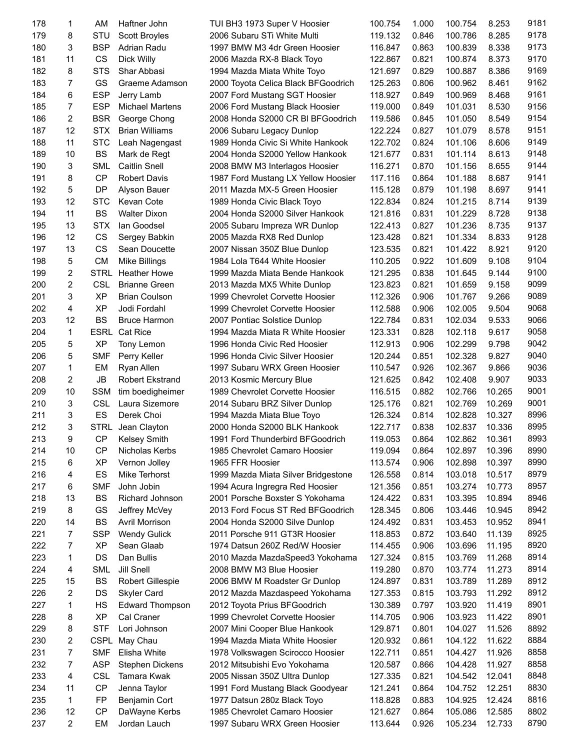| | | | | | | | | | |
|---|---|---|---|---|---|---|---|---|---|
| 178 | 1 | AM | Haftner John | TUI BH3 1973 Super V Hoosier | 100.754 | 1.000 | 100.754 | 8.253 | 9181 |
| 179 | 8 | STU | Scott Broyles | 2006 Subaru STi White Multi | 119.132 | 0.846 | 100.786 | 8.285 | 9178 |
| 180 | 3 | BSP | Adrian Radu | 1997 BMW M3 4dr Green Hoosier | 116.847 | 0.863 | 100.839 | 8.338 | 9173 |
| 181 | 11 | CS | Dick Willy | 2006 Mazda RX-8 Black Toyo | 122.867 | 0.821 | 100.874 | 8.373 | 9170 |
| 182 | 8 | STS | Shar Abbasi | 1994 Mazda Miata White Toyo | 121.697 | 0.829 | 100.887 | 8.386 | 9169 |
| 183 | 7 | GS | Graeme Adamson | 2000 Toyota Celica Black BFGoodrich | 125.263 | 0.806 | 100.962 | 8.461 | 9162 |
| 184 | 6 | ESP | Jerry Lamb | 2007 Ford Mustang SGT Hoosier | 118.927 | 0.849 | 100.969 | 8.468 | 9161 |
| 185 | 7 | ESP | Michael Martens | 2006 Ford Mustang Black Hoosier | 119.000 | 0.849 | 101.031 | 8.530 | 9156 |
| 186 | 2 | BSR | George Chong | 2008 Honda S2000 CR Bl BFGoodrich | 119.586 | 0.845 | 101.050 | 8.549 | 9154 |
| 187 | 12 | STX | Brian Williams | 2006 Subaru Legacy Dunlop | 122.224 | 0.827 | 101.079 | 8.578 | 9151 |
| 188 | 11 | STC | Leah Nagengast | 1989 Honda Civic Si White Hankook | 122.702 | 0.824 | 101.106 | 8.606 | 9149 |
| 189 | 10 | BS | Mark de Regt | 2004 Honda S2000 Yellow Hankook | 121.677 | 0.831 | 101.114 | 8.613 | 9148 |
| 190 | 3 | SML | Caitlin Snell | 2008 BMW M3 Interlagos Hoosier | 116.271 | 0.870 | 101.156 | 8.655 | 9144 |
| 191 | 8 | CP | Robert Davis | 1987 Ford Mustang LX Yellow Hoosier | 117.116 | 0.864 | 101.188 | 8.687 | 9141 |
| 192 | 5 | DP | Alyson Bauer | 2011 Mazda MX-5 Green Hoosier | 115.128 | 0.879 | 101.198 | 8.697 | 9141 |
| 193 | 12 | STC | Kevan Cote | 1989 Honda Civic Black Toyo | 122.834 | 0.824 | 101.215 | 8.714 | 9139 |
| 194 | 11 | BS | Walter Dixon | 2004 Honda S2000 Silver Hankook | 121.816 | 0.831 | 101.229 | 8.728 | 9138 |
| 195 | 13 | STX | Ian Goodsel | 2005 Subaru Impreza WR Dunlop | 122.413 | 0.827 | 101.236 | 8.735 | 9137 |
| 196 | 12 | CS | Sergey Babkin | 2005 Mazda RX8 Red Dunlop | 123.428 | 0.821 | 101.334 | 8.833 | 9128 |
| 197 | 13 | CS | Sean Doucette | 2007 Nissan 350Z Blue Dunlop | 123.535 | 0.821 | 101.422 | 8.921 | 9120 |
| 198 | 5 | CM | Mike Billings | 1984 Lola T644 White Hoosier | 110.205 | 0.922 | 101.609 | 9.108 | 9104 |
| 199 | 2 | STRL | Heather Howe | 1999 Mazda Miata Bende Hankook | 121.295 | 0.838 | 101.645 | 9.144 | 9100 |
| 200 | 2 | CSL | Brianne Green | 2013 Mazda MX5 White Dunlop | 123.823 | 0.821 | 101.659 | 9.158 | 9099 |
| 201 | 3 | XP | Brian Coulson | 1999 Chevrolet Corvette Hoosier | 112.326 | 0.906 | 101.767 | 9.266 | 9089 |
| 202 | 4 | XP | Jodi Fordahl | 1999 Chevrolet Corvette Hoosier | 112.588 | 0.906 | 102.005 | 9.504 | 9068 |
| 203 | 12 | BS | Bruce Harmon | 2007 Pontiac Solstice Dunlop | 122.784 | 0.831 | 102.034 | 9.533 | 9066 |
| 204 | 1 | ESRL | Cat Rice | 1994 Mazda Miata R White Hoosier | 123.331 | 0.828 | 102.118 | 9.617 | 9058 |
| 205 | 5 | XP | Tony Lemon | 1996 Honda Civic Red Hoosier | 112.913 | 0.906 | 102.299 | 9.798 | 9042 |
| 206 | 5 | SMF | Perry Keller | 1996 Honda Civic Silver Hoosier | 120.244 | 0.851 | 102.328 | 9.827 | 9040 |
| 207 | 1 | EM | Ryan Allen | 1997 Subaru WRX Green Hoosier | 110.547 | 0.926 | 102.367 | 9.866 | 9036 |
| 208 | 2 | JB | Robert Ekstrand | 2013 Kosmic Mercury Blue | 121.625 | 0.842 | 102.408 | 9.907 | 9033 |
| 209 | 10 | SSM | tim boedigheimer | 1989 Chevrolet Corvette Hoosier | 116.515 | 0.882 | 102.766 | 10.265 | 9001 |
| 210 | 3 | CSL | Laura Sizemore | 2014 Subaru BRZ Silver Dunlop | 125.176 | 0.821 | 102.769 | 10.269 | 9001 |
| 211 | 3 | ES | Derek Choi | 1994 Mazda Miata Blue Toyo | 126.324 | 0.814 | 102.828 | 10.327 | 8996 |
| 212 | 3 | STRL | Jean Clayton | 2000 Honda S2000 BLK Hankook | 122.717 | 0.838 | 102.837 | 10.336 | 8995 |
| 213 | 9 | CP | Kelsey Smith | 1991 Ford Thunderbird BFGoodrich | 119.053 | 0.864 | 102.862 | 10.361 | 8993 |
| 214 | 10 | CP | Nicholas Kerbs | 1985 Chevrolet Camaro Hoosier | 119.094 | 0.864 | 102.897 | 10.396 | 8990 |
| 215 | 6 | XP | Vernon Jolley | 1965 FFR Hoosier | 113.574 | 0.906 | 102.898 | 10.397 | 8990 |
| 216 | 4 | ES | Mike Terhorst | 1999 Mazda Miata Silver Bridgestone | 126.558 | 0.814 | 103.018 | 10.517 | 8979 |
| 217 | 6 | SMF | John Jobin | 1994 Acura Ingregra Red Hoosier | 121.356 | 0.851 | 103.274 | 10.773 | 8957 |
| 218 | 13 | BS | Richard Johnson | 2001 Porsche Boxster S Yokohama | 124.422 | 0.831 | 103.395 | 10.894 | 8946 |
| 219 | 8 | GS | Jeffrey McVey | 2013 Ford Focus ST Red BFGoodrich | 128.345 | 0.806 | 103.446 | 10.945 | 8942 |
| 220 | 14 | BS | Avril Morrison | 2004 Honda S2000 Silve Dunlop | 124.492 | 0.831 | 103.453 | 10.952 | 8941 |
| 221 | 7 | SSP | Wendy Gulick | 2011 Porsche 911 GT3R Hoosier | 118.853 | 0.872 | 103.640 | 11.139 | 8925 |
| 222 | 7 | XP | Sean Glaab | 1974 Datsun 260Z Red/W Hoosier | 114.455 | 0.906 | 103.696 | 11.195 | 8920 |
| 223 | 1 | DS | Dan Bullis | 2010 Mazda MazdaSpeed3 Yokohama | 127.324 | 0.815 | 103.769 | 11.268 | 8914 |
| 224 | 4 | SML | Jill Snell | 2008 BMW M3 Blue Hoosier | 119.280 | 0.870 | 103.774 | 11.273 | 8914 |
| 225 | 15 | BS | Robert Gillespie | 2006 BMW M Roadster Gr Dunlop | 124.897 | 0.831 | 103.789 | 11.289 | 8912 |
| 226 | 2 | DS | Skyler Card | 2012 Mazda Mazdaspeed Yokohama | 127.353 | 0.815 | 103.793 | 11.292 | 8912 |
| 227 | 1 | HS | Edward Thompson | 2012 Toyota Prius BFGoodrich | 130.389 | 0.797 | 103.920 | 11.419 | 8901 |
| 228 | 8 | XP | Cal Craner | 1999 Chevrolet Corvette Hoosier | 114.705 | 0.906 | 103.923 | 11.422 | 8901 |
| 229 | 8 | STF | Lori Johnson | 2007 Mini Cooper Blue Hankook | 129.871 | 0.801 | 104.027 | 11.526 | 8892 |
| 230 | 2 | CSPL | May Chau | 1994 Mazda Miata White Hoosier | 120.932 | 0.861 | 104.122 | 11.622 | 8884 |
| 231 | 7 | SMF | Elisha White | 1978 Volkswagen Scirocco Hoosier | 122.711 | 0.851 | 104.427 | 11.926 | 8858 |
| 232 | 7 | ASP | Stephen Dickens | 2012 Mitsubishi Evo Yokohama | 120.587 | 0.866 | 104.428 | 11.927 | 8858 |
| 233 | 4 | CSL | Tamara Kwak | 2005 Nissan 350Z Ultra Dunlop | 127.335 | 0.821 | 104.542 | 12.041 | 8848 |
| 234 | 11 | CP | Jenna Taylor | 1991 Ford Mustang Black Goodyear | 121.241 | 0.864 | 104.752 | 12.251 | 8830 |
| 235 | 1 | FP | Benjamin Cort | 1977 Datsun 280z Black Toyo | 118.828 | 0.883 | 104.925 | 12.424 | 8816 |
| 236 | 12 | CP | DaWayne Kerbs | 1985 Chevrolet Camaro Hoosier | 121.627 | 0.864 | 105.086 | 12.585 | 8802 |
| 237 | 2 | EM | Jordan Lauch | 1997 Subaru WRX Green Hoosier | 113.644 | 0.926 | 105.234 | 12.733 | 8790 |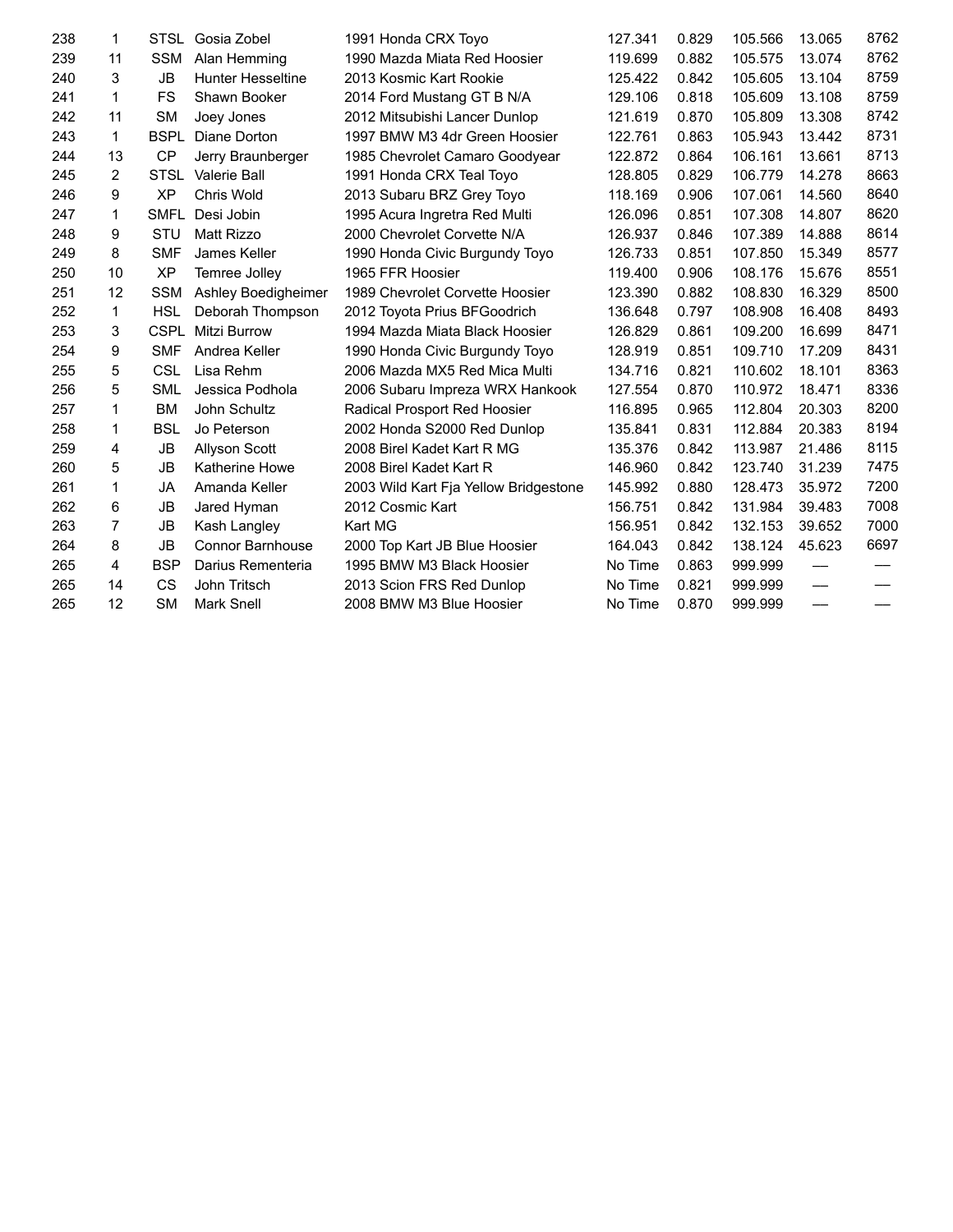| | | | | | | | | | |
|---|---|---|---|---|---|---|---|---|---|
| 238 | 1 | STSL | Gosia Zobel | 1991 Honda CRX Toyo | 127.341 | 0.829 | 105.566 | 13.065 | 8762 |
| 239 | 11 | SSM | Alan Hemming | 1990 Mazda Miata Red Hoosier | 119.699 | 0.882 | 105.575 | 13.074 | 8762 |
| 240 | 3 | JB | Hunter Hesseltine | 2013 Kosmic Kart Rookie | 125.422 | 0.842 | 105.605 | 13.104 | 8759 |
| 241 | 1 | FS | Shawn Booker | 2014 Ford Mustang GT B N/A | 129.106 | 0.818 | 105.609 | 13.108 | 8759 |
| 242 | 11 | SM | Joey Jones | 2012 Mitsubishi Lancer Dunlop | 121.619 | 0.870 | 105.809 | 13.308 | 8742 |
| 243 | 1 | BSPL | Diane Dorton | 1997 BMW M3 4dr Green Hoosier | 122.761 | 0.863 | 105.943 | 13.442 | 8731 |
| 244 | 13 | CP | Jerry Braunberger | 1985 Chevrolet Camaro Goodyear | 122.872 | 0.864 | 106.161 | 13.661 | 8713 |
| 245 | 2 | STSL | Valerie Ball | 1991 Honda CRX Teal Toyo | 128.805 | 0.829 | 106.779 | 14.278 | 8663 |
| 246 | 9 | XP | Chris Wold | 2013 Subaru BRZ Grey Toyo | 118.169 | 0.906 | 107.061 | 14.560 | 8640 |
| 247 | 1 | SMFL | Desi Jobin | 1995 Acura Ingretra Red Multi | 126.096 | 0.851 | 107.308 | 14.807 | 8620 |
| 248 | 9 | STU | Matt Rizzo | 2000 Chevrolet Corvette N/A | 126.937 | 0.846 | 107.389 | 14.888 | 8614 |
| 249 | 8 | SMF | James Keller | 1990 Honda Civic Burgundy Toyo | 126.733 | 0.851 | 107.850 | 15.349 | 8577 |
| 250 | 10 | XP | Temree Jolley | 1965 FFR Hoosier | 119.400 | 0.906 | 108.176 | 15.676 | 8551 |
| 251 | 12 | SSM | Ashley Boedigheimer | 1989 Chevrolet Corvette Hoosier | 123.390 | 0.882 | 108.830 | 16.329 | 8500 |
| 252 | 1 | HSL | Deborah Thompson | 2012 Toyota Prius BFGoodrich | 136.648 | 0.797 | 108.908 | 16.408 | 8493 |
| 253 | 3 | CSPL | Mitzi Burrow | 1994 Mazda Miata Black Hoosier | 126.829 | 0.861 | 109.200 | 16.699 | 8471 |
| 254 | 9 | SMF | Andrea Keller | 1990 Honda Civic Burgundy Toyo | 128.919 | 0.851 | 109.710 | 17.209 | 8431 |
| 255 | 5 | CSL | Lisa Rehm | 2006 Mazda MX5 Red Mica Multi | 134.716 | 0.821 | 110.602 | 18.101 | 8363 |
| 256 | 5 | SML | Jessica Podhola | 2006 Subaru Impreza WRX Hankook | 127.554 | 0.870 | 110.972 | 18.471 | 8336 |
| 257 | 1 | BM | John Schultz | Radical Prosport Red Hoosier | 116.895 | 0.965 | 112.804 | 20.303 | 8200 |
| 258 | 1 | BSL | Jo Peterson | 2002 Honda S2000 Red Dunlop | 135.841 | 0.831 | 112.884 | 20.383 | 8194 |
| 259 | 4 | JB | Allyson Scott | 2008 Birel Kadet Kart R MG | 135.376 | 0.842 | 113.987 | 21.486 | 8115 |
| 260 | 5 | JB | Katherine Howe | 2008 Birel Kadet Kart R | 146.960 | 0.842 | 123.740 | 31.239 | 7475 |
| 261 | 1 | JA | Amanda Keller | 2003 Wild Kart Fja Yellow Bridgestone | 145.992 | 0.880 | 128.473 | 35.972 | 7200 |
| 262 | 6 | JB | Jared Hyman | 2012 Cosmic Kart | 156.751 | 0.842 | 131.984 | 39.483 | 7008 |
| 263 | 7 | JB | Kash Langley | Kart MG | 156.951 | 0.842 | 132.153 | 39.652 | 7000 |
| 264 | 8 | JB | Connor Barnhouse | 2000 Top Kart JB Blue Hoosier | 164.043 | 0.842 | 138.124 | 45.623 | 6697 |
| 265 | 4 | BSP | Darius Rementeria | 1995 BMW M3 Black Hoosier | No Time | 0.863 | 999.999 | — | — |
| 265 | 14 | CS | John Tritsch | 2013 Scion FRS Red Dunlop | No Time | 0.821 | 999.999 | — | — |
| 265 | 12 | SM | Mark Snell | 2008 BMW M3 Blue Hoosier | No Time | 0.870 | 999.999 | — | — |